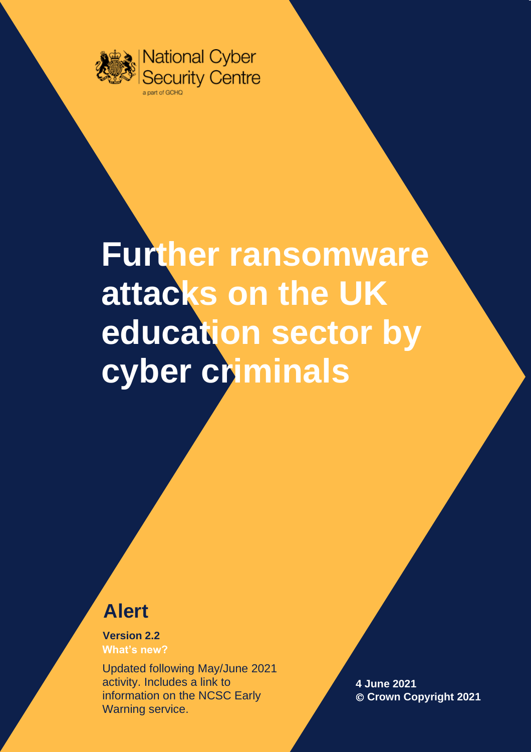National Cyber Security Centre

a part of GCHQ

# Further ransomware attacks on the UK education sector by cyber criminals

## Alert

**Version 2.2**

**What's new?**

Updated following May/June 2021 activity. Includes a link to information on the NCSC Early Warning service.

**4 June 2021**

**© Crown Copyright 2021**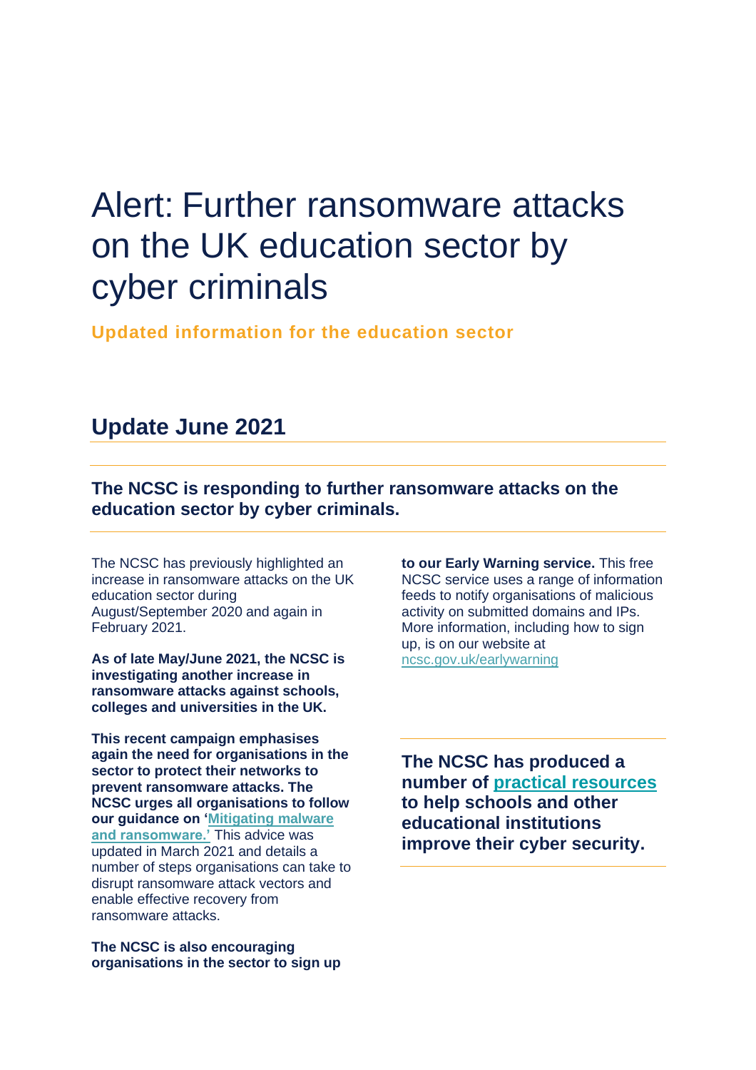# Alert: Further ransomware attacks on the UK education sector by cyber criminals

**Updated information for the education sector**

## Update June 2021

**The NCSC is responding to further ransomware attacks on the education sector by cyber criminals.**

The NCSC has previously highlighted an increase in ransomware attacks on the UK education sector during August/September 2020 and again in February 2021.

**As of late May/June 2021, the NCSC is investigating another increase in ransomware attacks against schools, colleges and universities in the UK.**

**This recent campaign emphasises again the need for organisations in the sector to protect their networks to prevent ransomware attacks. The NCSC urges all organisations to follow our guidance on '[Mitigating malware and ransomware.'](#)** This advice was updated in March 2021 and details a number of steps organisations can take to disrupt ransomware attack vectors and enable effective recovery from ransomware attacks.

**The NCSC is also encouraging organisations in the sector to sign up to our Early Warning service.** This free NCSC service uses a range of information feeds to notify organisations of malicious activity on submitted domains and IPs. More information, including how to sign up, is on our website at [ncsc.gov.uk/earlywarning](#)

**The NCSC has produced a number of [practical resources](#) to help schools and other educational institutions improve their cyber security.**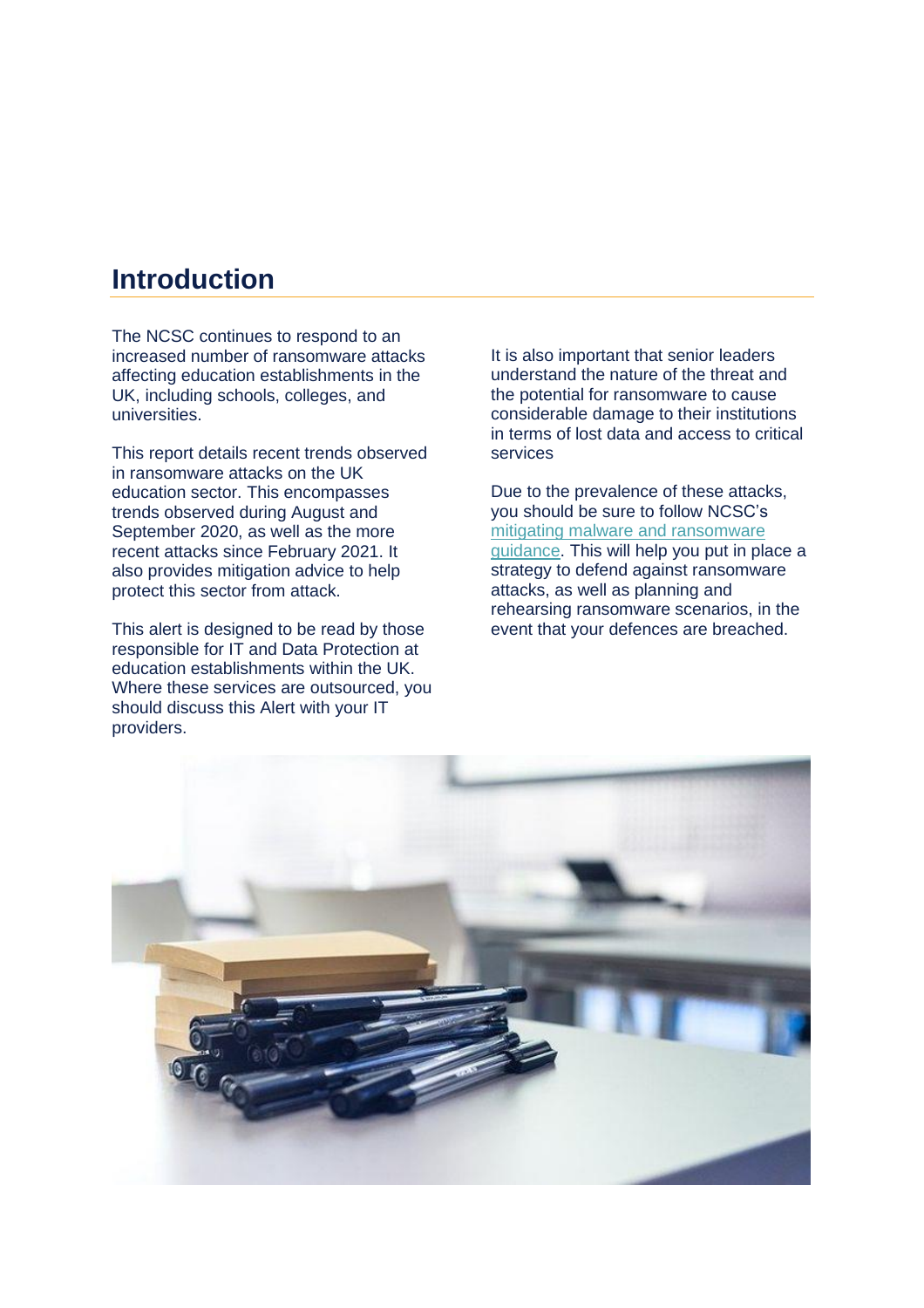## Introduction

The NCSC continues to respond to an increased number of ransomware attacks affecting education establishments in the UK, including schools, colleges, and universities.

This report details recent trends observed in ransomware attacks on the UK education sector. This encompasses trends observed during August and September 2020, as well as the more recent attacks since February 2021. It also provides mitigation advice to help protect this sector from attack.

This alert is designed to be read by those responsible for IT and Data Protection at education establishments within the UK. Where these services are outsourced, you should discuss this Alert with your IT providers.

It is also important that senior leaders understand the nature of the threat and the potential for ransomware to cause considerable damage to their institutions in terms of lost data and access to critical services

Due to the prevalence of these attacks, you should be sure to follow NCSC's mitigating malware and ransomware guidance. This will help you put in place a strategy to defend against ransomware attacks, as well as planning and rehearsing ransomware scenarios, in the event that your defences are breached.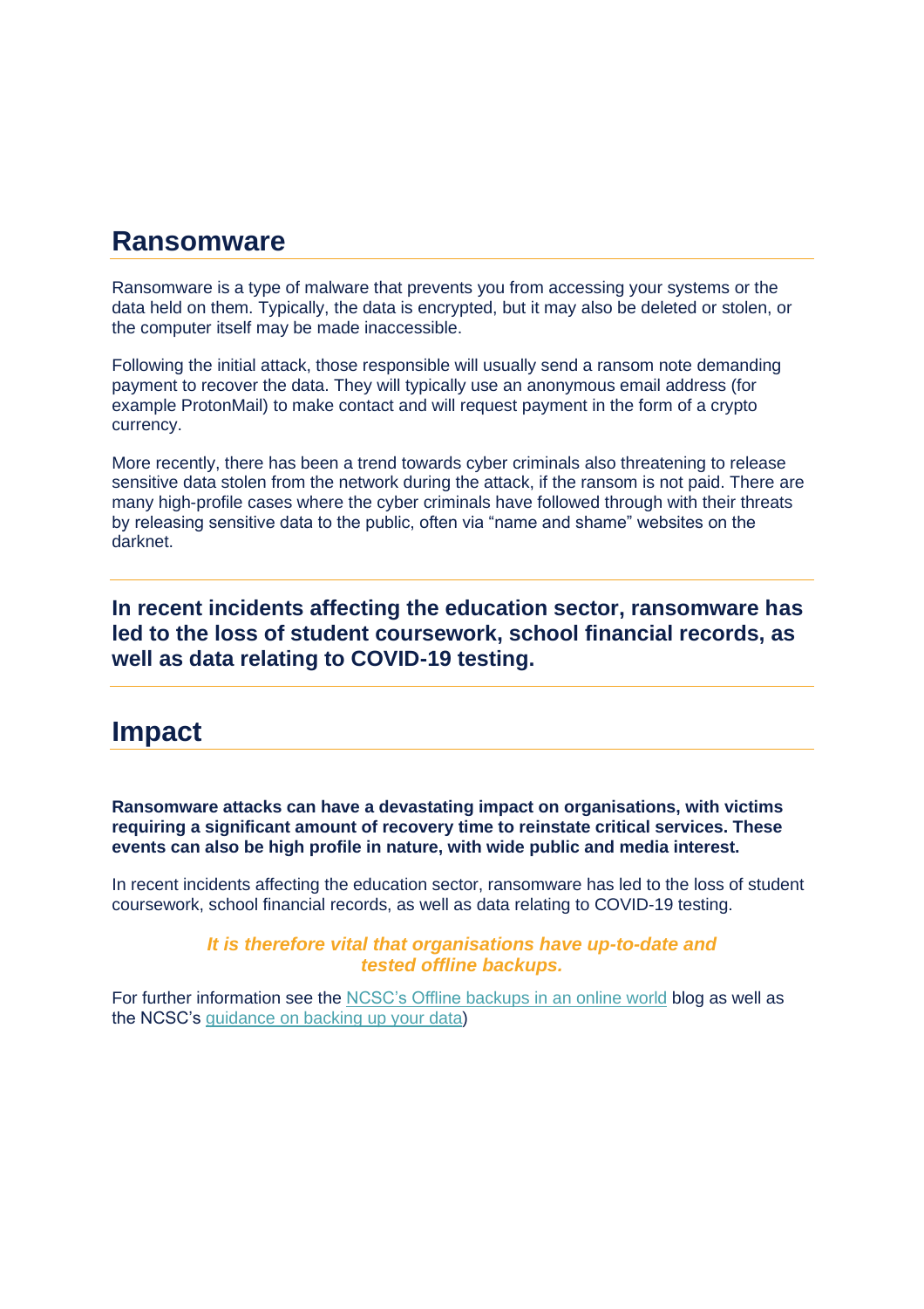## Ransomware

Ransomware is a type of malware that prevents you from accessing your systems or the data held on them. Typically, the data is encrypted, but it may also be deleted or stolen, or the computer itself may be made inaccessible.

Following the initial attack, those responsible will usually send a ransom note demanding payment to recover the data. They will typically use an anonymous email address (for example ProtonMail) to make contact and will request payment in the form of a crypto currency.

More recently, there has been a trend towards cyber criminals also threatening to release sensitive data stolen from the network during the attack, if the ransom is not paid. There are many high-profile cases where the cyber criminals have followed through with their threats by releasing sensitive data to the public, often via “name and shame” websites on the darknet.

**In recent incidents affecting the education sector, ransomware has led to the loss of student coursework, school financial records, as well as data relating to COVID-19 testing.**

## Impact

**Ransomware attacks can have a devastating impact on organisations, with victims requiring a significant amount of recovery time to reinstate critical services. These events can also be high profile in nature, with wide public and media interest.**

In recent incidents affecting the education sector, ransomware has led to the loss of student coursework, school financial records, as well as data relating to COVID-19 testing.

***It is therefore vital that organisations have up-to-date and tested offline backups.***

For further information see the NCSC’s Offline backups in an online world blog as well as the NCSC’s guidance on backing up your data)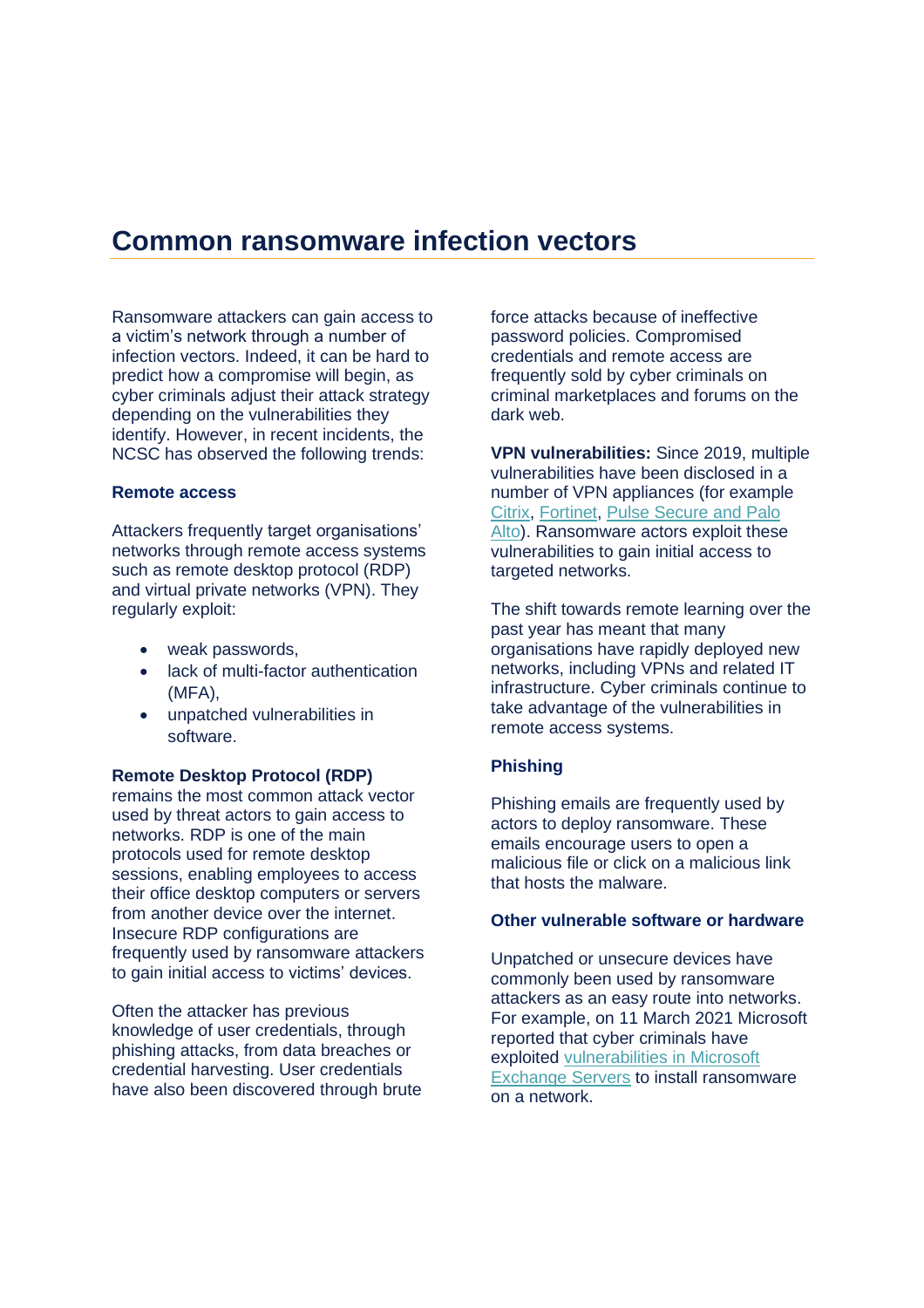# Common ransomware infection vectors

Ransomware attackers can gain access to a victim's network through a number of infection vectors. Indeed, it can be hard to predict how a compromise will begin, as cyber criminals adjust their attack strategy depending on the vulnerabilities they identify. However, in recent incidents, the NCSC has observed the following trends:

### Remote access

Attackers frequently target organisations' networks through remote access systems such as remote desktop protocol (RDP) and virtual private networks (VPN). They regularly exploit:

- weak passwords,
- lack of multi-factor authentication (MFA),
- unpatched vulnerabilities in software.

**Remote Desktop Protocol (RDP)** remains the most common attack vector used by threat actors to gain access to networks. RDP is one of the main protocols used for remote desktop sessions, enabling employees to access their office desktop computers or servers from another device over the internet. Insecure RDP configurations are frequently used by ransomware attackers to gain initial access to victims' devices.

Often the attacker has previous knowledge of user credentials, through phishing attacks, from data breaches or credential harvesting. User credentials have also been discovered through brute force attacks because of ineffective password policies. Compromised credentials and remote access are frequently sold by cyber criminals on criminal marketplaces and forums on the dark web.

**VPN vulnerabilities:** Since 2019, multiple vulnerabilities have been disclosed in a number of VPN appliances (for example Citrix, Fortinet, Pulse Secure and Palo Alto). Ransomware actors exploit these vulnerabilities to gain initial access to targeted networks.

The shift towards remote learning over the past year has meant that many organisations have rapidly deployed new networks, including VPNs and related IT infrastructure. Cyber criminals continue to take advantage of the vulnerabilities in remote access systems.

### Phishing

Phishing emails are frequently used by actors to deploy ransomware. These emails encourage users to open a malicious file or click on a malicious link that hosts the malware.

### Other vulnerable software or hardware

Unpatched or unsecure devices have commonly been used by ransomware attackers as an easy route into networks. For example, on 11 March 2021 Microsoft reported that cyber criminals have exploited vulnerabilities in Microsoft Exchange Servers to install ransomware on a network.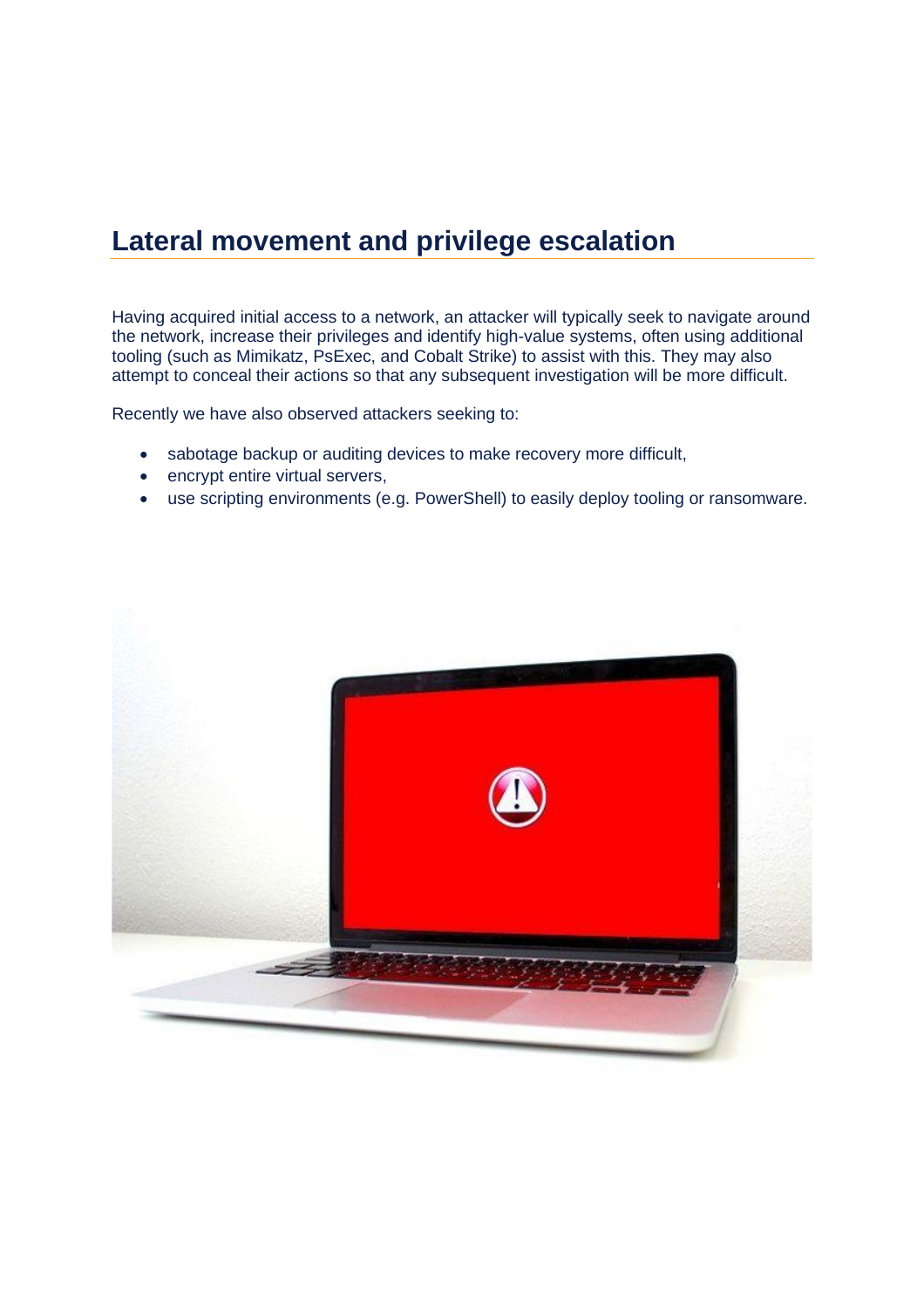## Lateral movement and privilege escalation

Having acquired initial access to a network, an attacker will typically seek to navigate around the network, increase their privileges and identify high-value systems, often using additional tooling (such as Mimikatz, PsExec, and Cobalt Strike) to assist with this. They may also attempt to conceal their actions so that any subsequent investigation will be more difficult.

Recently we have also observed attackers seeking to:

- sabotage backup or auditing devices to make recovery more difficult,
- encrypt entire virtual servers,
- use scripting environments (e.g. PowerShell) to easily deploy tooling or ransomware.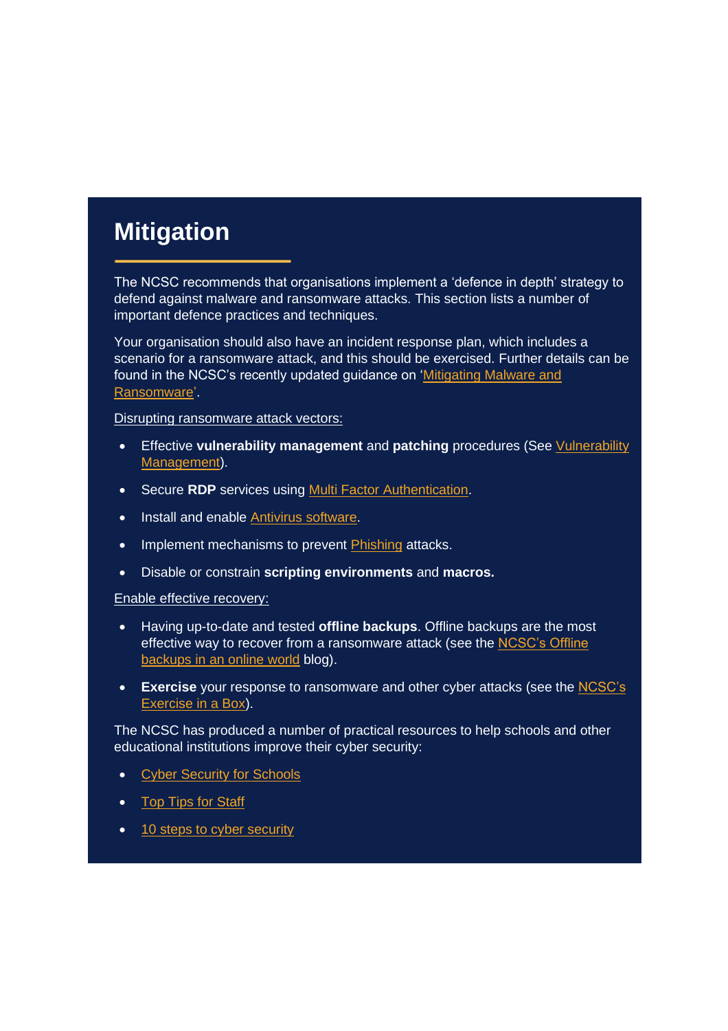# Mitigation

The NCSC recommends that organisations implement a 'defence in depth' strategy to defend against malware and ransomware attacks. This section lists a number of important defence practices and techniques.

Your organisation should also have an incident response plan, which includes a scenario for a ransomware attack, and this should be exercised. Further details can be found in the NCSC's recently updated guidance on 'Mitigating Malware and Ransomware'.

Disrupting ransomware attack vectors:

- Effective **vulnerability management** and **patching** procedures (See Vulnerability Management).
- Secure **RDP** services using Multi Factor Authentication.
- Install and enable Antivirus software.
- Implement mechanisms to prevent Phishing attacks.
- Disable or constrain **scripting environments** and **macros.**

Enable effective recovery:

- Having up-to-date and tested **offline backups**. Offline backups are the most effective way to recover from a ransomware attack (see the NCSC's Offline backups in an online world blog).
- **Exercise** your response to ransomware and other cyber attacks (see the NCSC's Exercise in a Box).

The NCSC has produced a number of practical resources to help schools and other educational institutions improve their cyber security:

- Cyber Security for Schools
- Top Tips for Staff
- 10 steps to cyber security